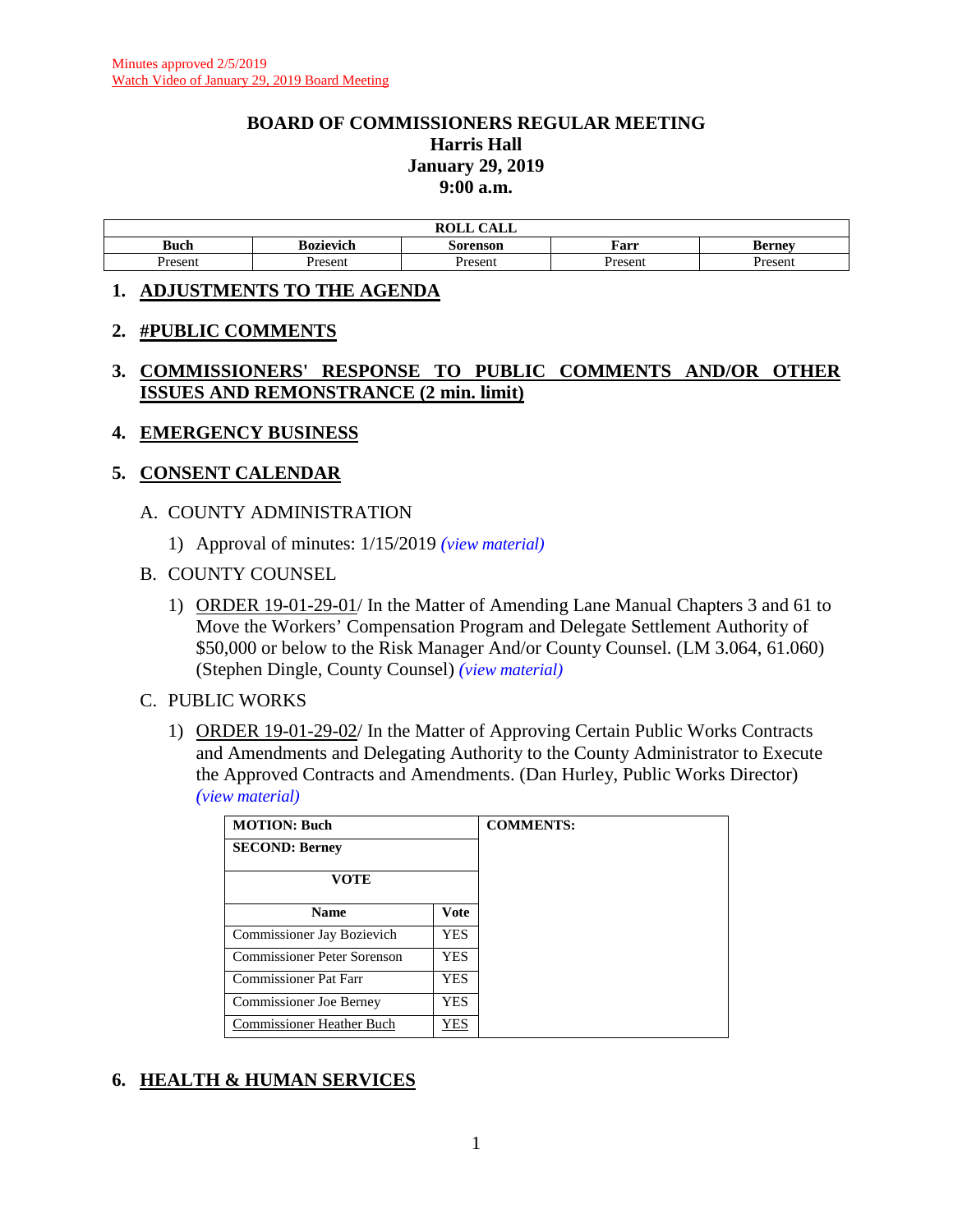Minutes approved 2/5/2019
Watch Video of January 29, 2019 Board Meeting

# BOARD OF COMMISSIONERS REGULAR MEETING
## Harris Hall
## January 29, 2019
## 9:00 a.m.

| ROLL CALL | | | | |
|---|---|---|---|---|
| **Buch** | **Bozievich** | **Sorenson** | **Farr** | **Berney** |
| Present | Present | Present | Present | Present |

## 1. ADJUSTMENTS TO THE AGENDA

## 2. #PUBLIC COMMENTS

## 3. COMMISSIONERS' RESPONSE TO PUBLIC COMMENTS AND/OR OTHER ISSUES AND REMONSTRANCE (2 min. limit)

## 4. EMERGENCY BUSINESS

## 5. CONSENT CALENDAR

A. COUNTY ADMINISTRATION

1) Approval of minutes: 1/15/2019 *(view material)*

B. COUNTY COUNSEL

1) ORDER 19-01-29-01/ In the Matter of Amending Lane Manual Chapters 3 and 61 to Move the Workers' Compensation Program and Delegate Settlement Authority of $50,000 or below to the Risk Manager And/or County Counsel. (LM 3.064, 61.060) (Stephen Dingle, County Counsel) *(view material)*

C. PUBLIC WORKS

1) ORDER 19-01-29-02/ In the Matter of Approving Certain Public Works Contracts and Amendments and Delegating Authority to the County Administrator to Execute the Approved Contracts and Amendments. (Dan Hurley, Public Works Director) *(view material)*

| **MOTION: Buch** | | **COMMENTS:** |
|---|---|---|
| **SECOND: Berney** | | |
| **VOTE** | | |
| **Name** | **Vote** | |
| Commissioner Jay Bozievich | YES | |
| Commissioner Peter Sorenson | YES | |
| Commissioner Pat Farr | YES | |
| Commissioner Joe Berney | YES | |
| Commissioner Heather Buch | YES | |

## 6. HEALTH & HUMAN SERVICES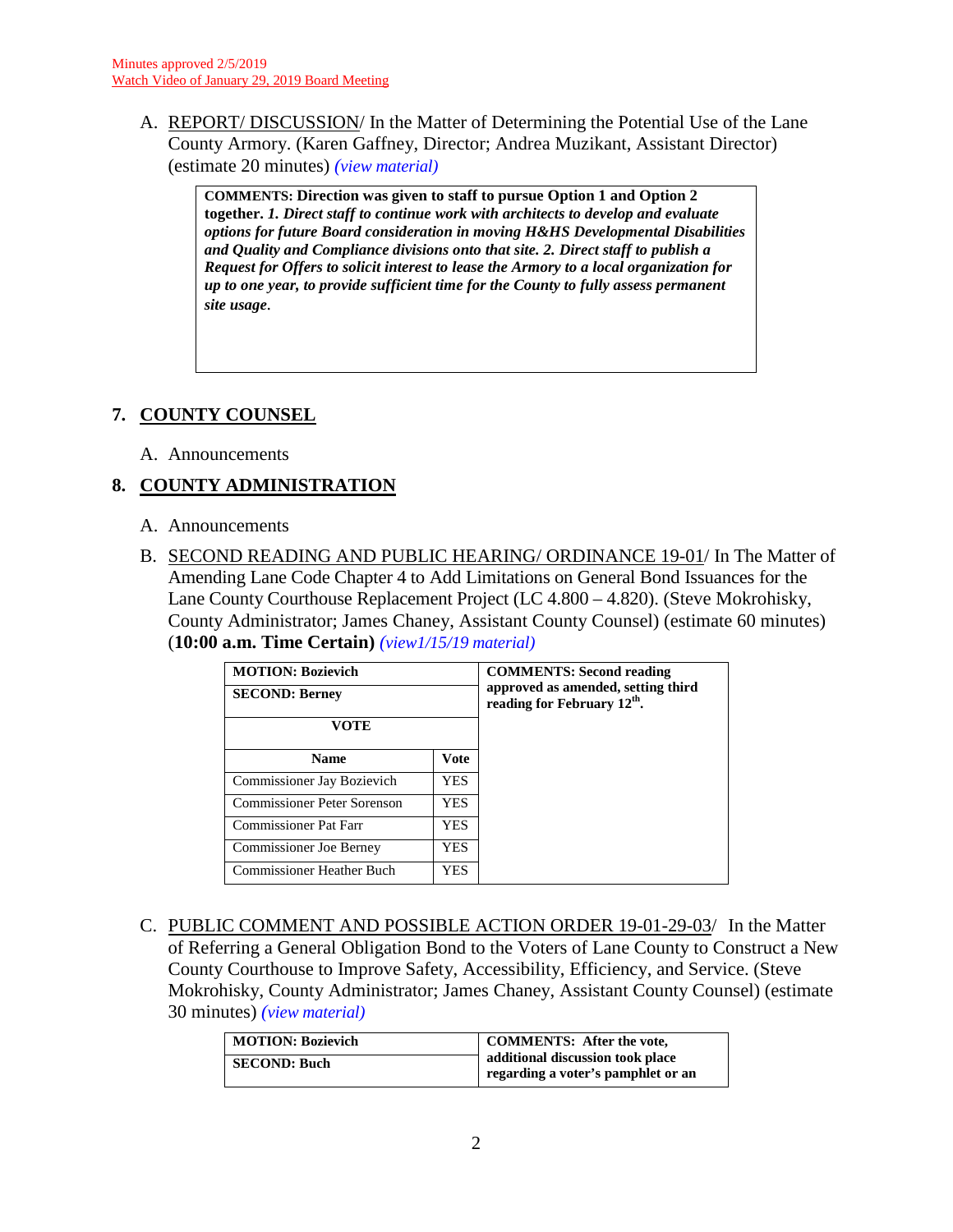Minutes approved 2/5/2019
Watch Video of January 29, 2019 Board Meeting

A. REPORT/ DISCUSSION/ In the Matter of Determining the Potential Use of the Lane County Armory. (Karen Gaffney, Director; Andrea Muzikant, Assistant Director) (estimate 20 minutes) *(view material)*

| **COMMENTS: Direction was given to staff to pursue Option 1 and Option 2 together.** ***1. Direct staff to continue work with architects to develop and evaluate options for future Board consideration in moving H&HS Developmental Disabilities and Quality and Compliance divisions onto that site. 2. Direct staff to publish a Request for Offers to solicit interest to lease the Armory to a local organization for up to one year, to provide sufficient time for the County to fully assess permanent site usage*****.** |
|---|

## 7. COUNTY COUNSEL

A. Announcements

## 8. COUNTY ADMINISTRATION

A. Announcements

B. SECOND READING AND PUBLIC HEARING/ ORDINANCE 19-01/ In The Matter of Amending Lane Code Chapter 4 to Add Limitations on General Bond Issuances for the Lane County Courthouse Replacement Project (LC 4.800 – 4.820). (Steve Mokrohisky, County Administrator; James Chaney, Assistant County Counsel) (estimate 60 minutes) (**10:00 a.m. Time Certain)** *(view1/15/19 material)*

| **MOTION: Bozievich** | | **COMMENTS: Second reading approved as amended, setting third reading for February 12th.** |
|---|---|---|
| **SECOND: Berney** | | |
| **VOTE** | | |
| **Name** | **Vote** | |
| Commissioner Jay Bozievich | YES | |
| Commissioner Peter Sorenson | YES | |
| Commissioner Pat Farr | YES | |
| Commissioner Joe Berney | YES | |
| Commissioner Heather Buch | YES | |

C. PUBLIC COMMENT AND POSSIBLE ACTION ORDER 19-01-29-03/ In the Matter of Referring a General Obligation Bond to the Voters of Lane County to Construct a New County Courthouse to Improve Safety, Accessibility, Efficiency, and Service. (Steve Mokrohisky, County Administrator; James Chaney, Assistant County Counsel) (estimate 30 minutes) *(view material)*

| **MOTION: Bozievich** | **COMMENTS: After the vote, additional discussion took place regarding a voter's pamphlet or an** |
|---|---|
| **SECOND: Buch** | |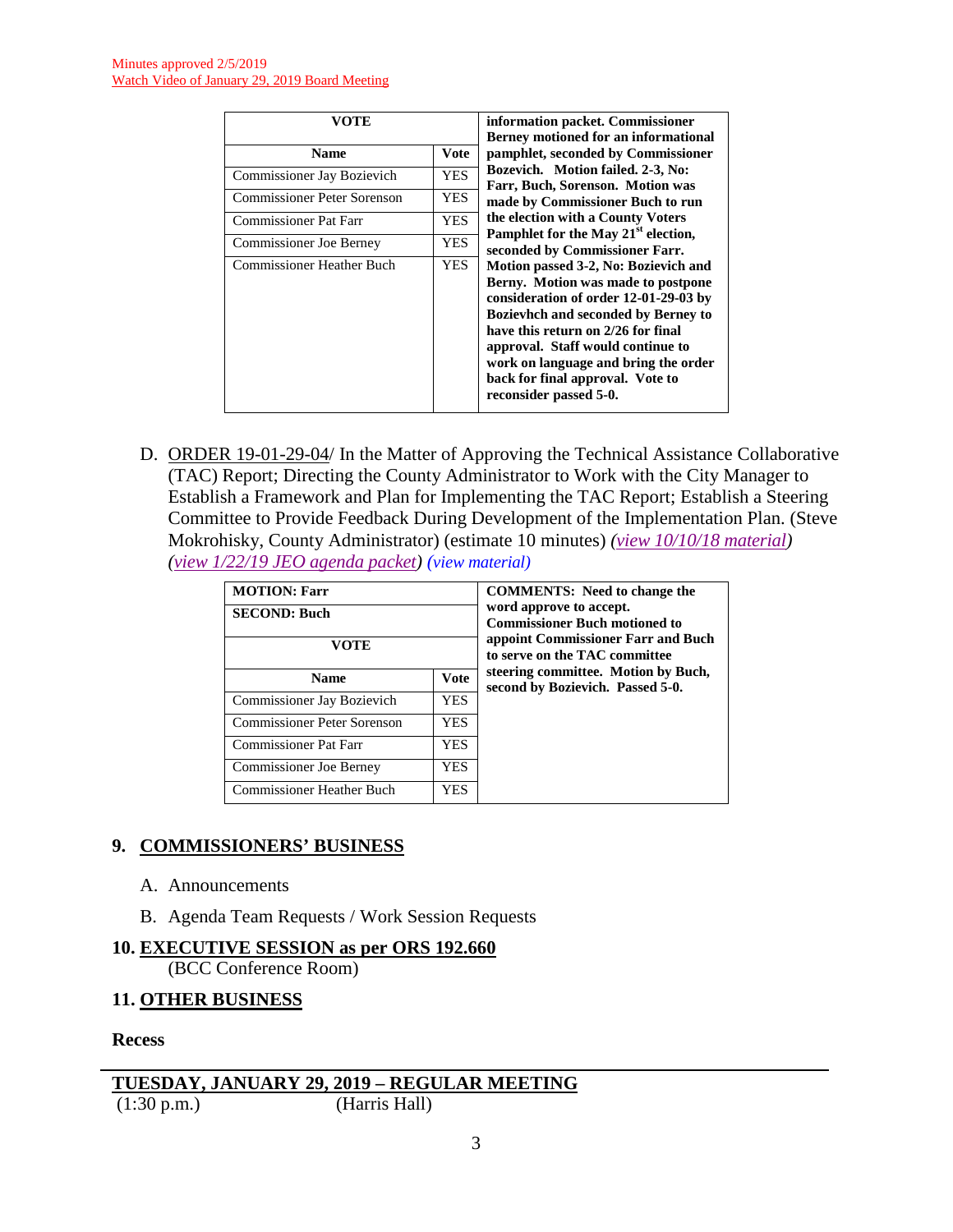Minutes approved 2/5/2019
Watch Video of January 29, 2019 Board Meeting

| VOTE | | |
|---|---|---|
| **Name** | **Vote** | **information packet. Commissioner Berney motioned for an informational pamphlet, seconded by Commissioner Bozevich. Motion failed. 2-3, No: Farr, Buch, Sorenson. Motion was made by Commissioner Buch to run the election with a County Voters Pamphlet for the May 21st election, seconded by Commissioner Farr. Motion passed 3-2, No: Bozievich and Berny. Motion was made to postpone consideration of order 12-01-29-03 by Bozievhch and seconded by Berney to have this return on 2/26 for final approval. Staff would continue to work on language and bring the order back for final approval. Vote to reconsider passed 5-0.** |
| Commissioner Jay Bozievich | YES | |
| Commissioner Peter Sorenson | YES | |
| Commissioner Pat Farr | YES | |
| Commissioner Joe Berney | YES | |
| Commissioner Heather Buch | YES | |

D. ORDER 19-01-29-04/ In the Matter of Approving the Technical Assistance Collaborative (TAC) Report; Directing the County Administrator to Work with the City Manager to Establish a Framework and Plan for Implementing the TAC Report; Establish a Steering Committee to Provide Feedback During Development of the Implementation Plan. (Steve Mokrohisky, County Administrator) (estimate 10 minutes) *(view 10/10/18 material)* *(view 1/22/19 JEO agenda packet)* *(view material)*

| **MOTION: Farr** | | **COMMENTS: Need to change the word approve to accept. Commissioner Buch motioned to appoint Commissioner Farr and Buch to serve on the TAC committee steering committee. Motion by Buch, second by Bozievich. Passed 5-0.** |
|---|---|---|
| **SECOND: Buch** | | |
| **VOTE** | | |
| **Name** | **Vote** | |
| Commissioner Jay Bozievich | YES | |
| Commissioner Peter Sorenson | YES | |
| Commissioner Pat Farr | YES | |
| Commissioner Joe Berney | YES | |
| Commissioner Heather Buch | YES | |

## 9. COMMISSIONERS' BUSINESS

A. Announcements

B. Agenda Team Requests / Work Session Requests

## 10. EXECUTIVE SESSION as per ORS 192.660

(BCC Conference Room)

## 11. OTHER BUSINESS

**Recess**

## TUESDAY, JANUARY 29, 2019 – REGULAR MEETING

(1:30 p.m.) (Harris Hall)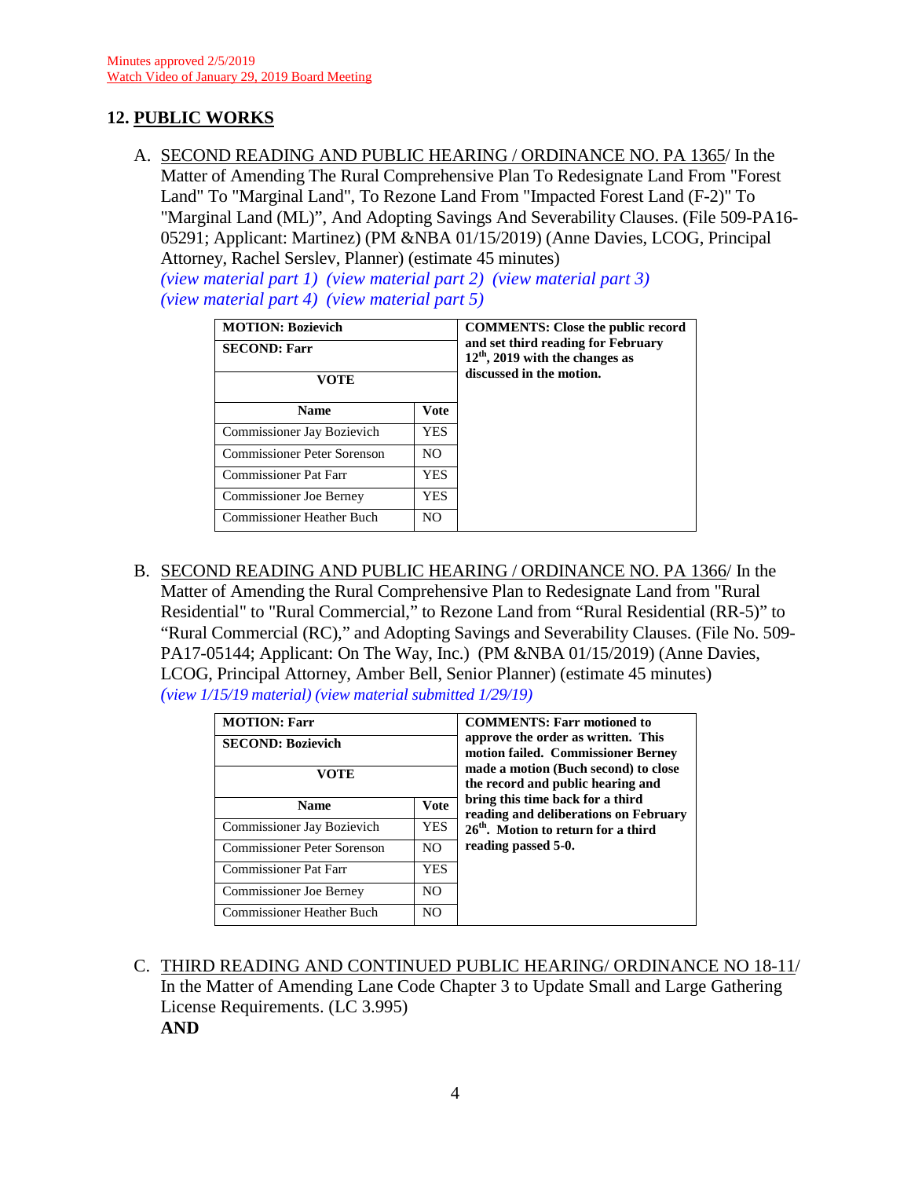Minutes approved 2/5/2019
Watch Video of January 29, 2019 Board Meeting

## 12. PUBLIC WORKS

A. SECOND READING AND PUBLIC HEARING / ORDINANCE NO. PA 1365/ In the Matter of Amending The Rural Comprehensive Plan To Redesignate Land From "Forest Land" To "Marginal Land", To Rezone Land From "Impacted Forest Land (F-2)" To "Marginal Land (ML)", And Adopting Savings And Severability Clauses. (File 509-PA16-05291; Applicant: Martinez) (PM &NBA 01/15/2019) (Anne Davies, LCOG, Principal Attorney, Rachel Serslev, Planner) (estimate 45 minutes)
*(view material part 1) (view material part 2) (view material part 3) (view material part 4) (view material part 5)*

| **MOTION: Bozievich** | | **COMMENTS: Close the public record and set third reading for February 12th, 2019 with the changes as discussed in the motion.** |
|---|---|---|
| **SECOND: Farr** | | |
| **VOTE** | | |
| **Name** | **Vote** | |
| Commissioner Jay Bozievich | YES | |
| Commissioner Peter Sorenson | NO | |
| Commissioner Pat Farr | YES | |
| Commissioner Joe Berney | YES | |
| Commissioner Heather Buch | NO | |

B. SECOND READING AND PUBLIC HEARING / ORDINANCE NO. PA 1366/ In the Matter of Amending the Rural Comprehensive Plan to Redesignate Land from "Rural Residential" to "Rural Commercial," to Rezone Land from "Rural Residential (RR-5)" to "Rural Commercial (RC)," and Adopting Savings and Severability Clauses. (File No. 509-PA17-05144; Applicant: On The Way, Inc.) (PM &NBA 01/15/2019) (Anne Davies, LCOG, Principal Attorney, Amber Bell, Senior Planner) (estimate 45 minutes)
*(view 1/15/19 material) (view material submitted 1/29/19)*

| **MOTION: Farr** | | **COMMENTS: Farr motioned to approve the order as written. This motion failed. Commissioner Berney made a motion (Buch second) to close the record and public hearing and bring this time back for a third reading and deliberations on February 26th. Motion to return for a third reading passed 5-0.** |
|---|---|---|
| **SECOND: Bozievich** | | |
| **VOTE** | | |
| **Name** | **Vote** | |
| Commissioner Jay Bozievich | YES | |
| Commissioner Peter Sorenson | NO | |
| Commissioner Pat Farr | YES | |
| Commissioner Joe Berney | NO | |
| Commissioner Heather Buch | NO | |

C. THIRD READING AND CONTINUED PUBLIC HEARING/ ORDINANCE NO 18-11/ In the Matter of Amending Lane Code Chapter 3 to Update Small and Large Gathering License Requirements. (LC 3.995)
**AND**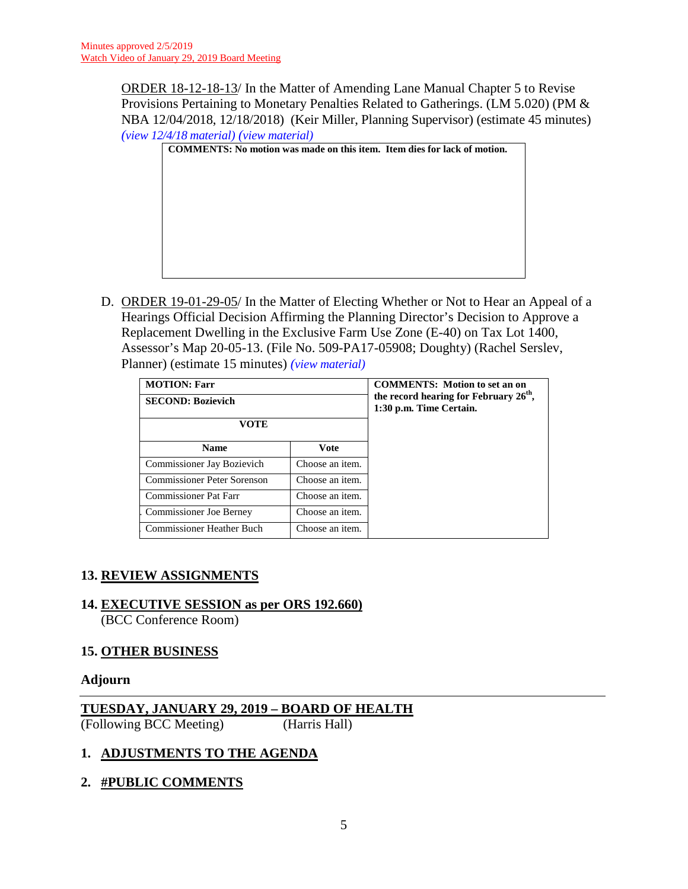Minutes approved 2/5/2019
Watch Video of January 29, 2019 Board Meeting

ORDER 18-12-18-13/ In the Matter of Amending Lane Manual Chapter 5 to Revise Provisions Pertaining to Monetary Penalties Related to Gatherings. (LM 5.020) (PM & NBA 12/04/2018, 12/18/2018) (Keir Miller, Planning Supervisor) (estimate 45 minutes) *(view 12/4/18 material) (view material)*

| COMMENTS: No motion was made on this item. Item dies for lack of motion. |
|---|

D. ORDER 19-01-29-05/ In the Matter of Electing Whether or Not to Hear an Appeal of a Hearings Official Decision Affirming the Planning Director's Decision to Approve a Replacement Dwelling in the Exclusive Farm Use Zone (E-40) on Tax Lot 1400, Assessor's Map 20-05-13. (File No. 509-PA17-05908; Doughty) (Rachel Serslev, Planner) (estimate 15 minutes) *(view material)*

| MOTION: Farr | | COMMENTS: Motion to set an on the record hearing for February 26th, 1:30 p.m. Time Certain. |
|---|---|---|
| SECOND: Bozievich | | |
| VOTE | | |
| Name | Vote | |
| Commissioner Jay Bozievich | Choose an item. | |
| Commissioner Peter Sorenson | Choose an item. | |
| Commissioner Pat Farr | Choose an item. | |
| Commissioner Joe Berney | Choose an item. | |
| Commissioner Heather Buch | Choose an item. | |

## 13. REVIEW ASSIGNMENTS

## 14. EXECUTIVE SESSION as per ORS 192.660)
(BCC Conference Room)

## 15. OTHER BUSINESS

**Adjourn**

## TUESDAY, JANUARY 29, 2019 – BOARD OF HEALTH
(Following BCC Meeting) (Harris Hall)

## 1. ADJUSTMENTS TO THE AGENDA

## 2. #PUBLIC COMMENTS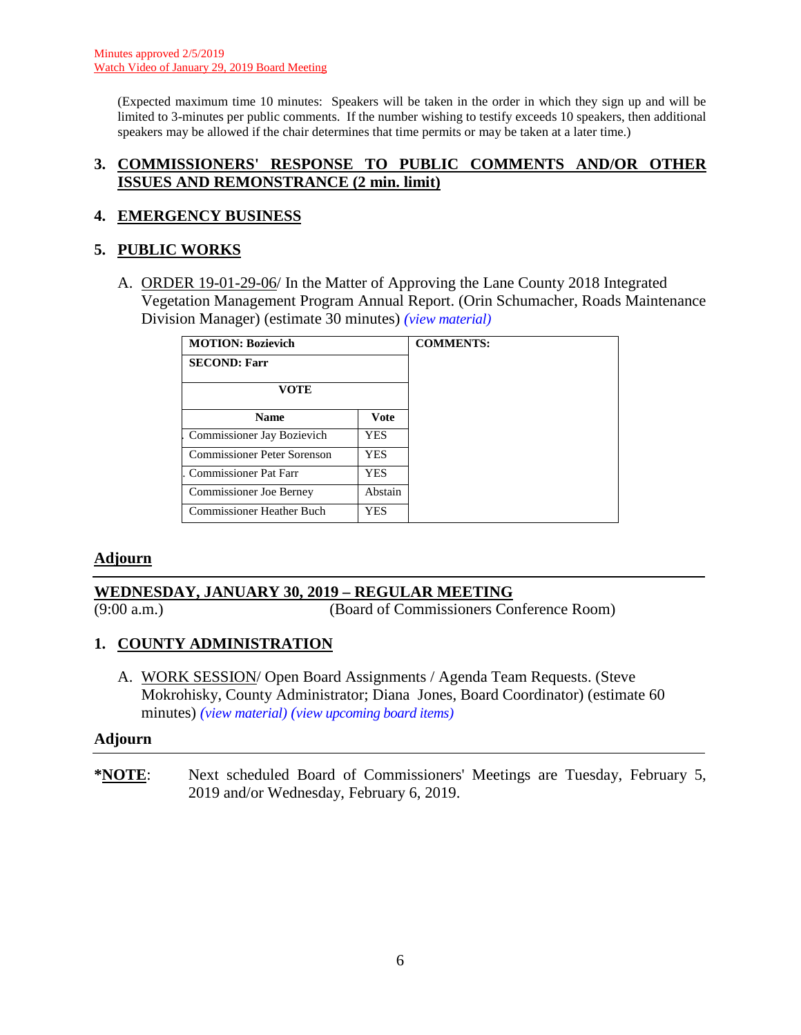Minutes approved 2/5/2019
Watch Video of January 29, 2019 Board Meeting

(Expected maximum time 10 minutes: Speakers will be taken in the order in which they sign up and will be limited to 3-minutes per public comments. If the number wishing to testify exceeds 10 speakers, then additional speakers may be allowed if the chair determines that time permits or may be taken at a later time.)

## 3. COMMISSIONERS' RESPONSE TO PUBLIC COMMENTS AND/OR OTHER ISSUES AND REMONSTRANCE (2 min. limit)

## 4. EMERGENCY BUSINESS

## 5. PUBLIC WORKS

A. ORDER 19-01-29-06/ In the Matter of Approving the Lane County 2018 Integrated Vegetation Management Program Annual Report. (Orin Schumacher, Roads Maintenance Division Manager) (estimate 30 minutes) *(view material)*

| MOTION: Bozievich | | COMMENTS: |
|---|---|---|
| SECOND: Farr | | |
| VOTE | | |
| Name | Vote | |
| Commissioner Jay Bozievich | YES | |
| Commissioner Peter Sorenson | YES | |
| Commissioner Pat Farr | YES | |
| Commissioner Joe Berney | Abstain | |
| Commissioner Heather Buch | YES | |

## Adjourn

## WEDNESDAY, JANUARY 30, 2019 – REGULAR MEETING

(9:00 a.m.) (Board of Commissioners Conference Room)

## 1. COUNTY ADMINISTRATION

A. WORK SESSION/ Open Board Assignments / Agenda Team Requests. (Steve Mokrohisky, County Administrator; Diana Jones, Board Coordinator) (estimate 60 minutes) *(view material) (view upcoming board items)*

## Adjourn

***NOTE**: Next scheduled Board of Commissioners' Meetings are Tuesday, February 5, 2019 and/or Wednesday, February 6, 2019.